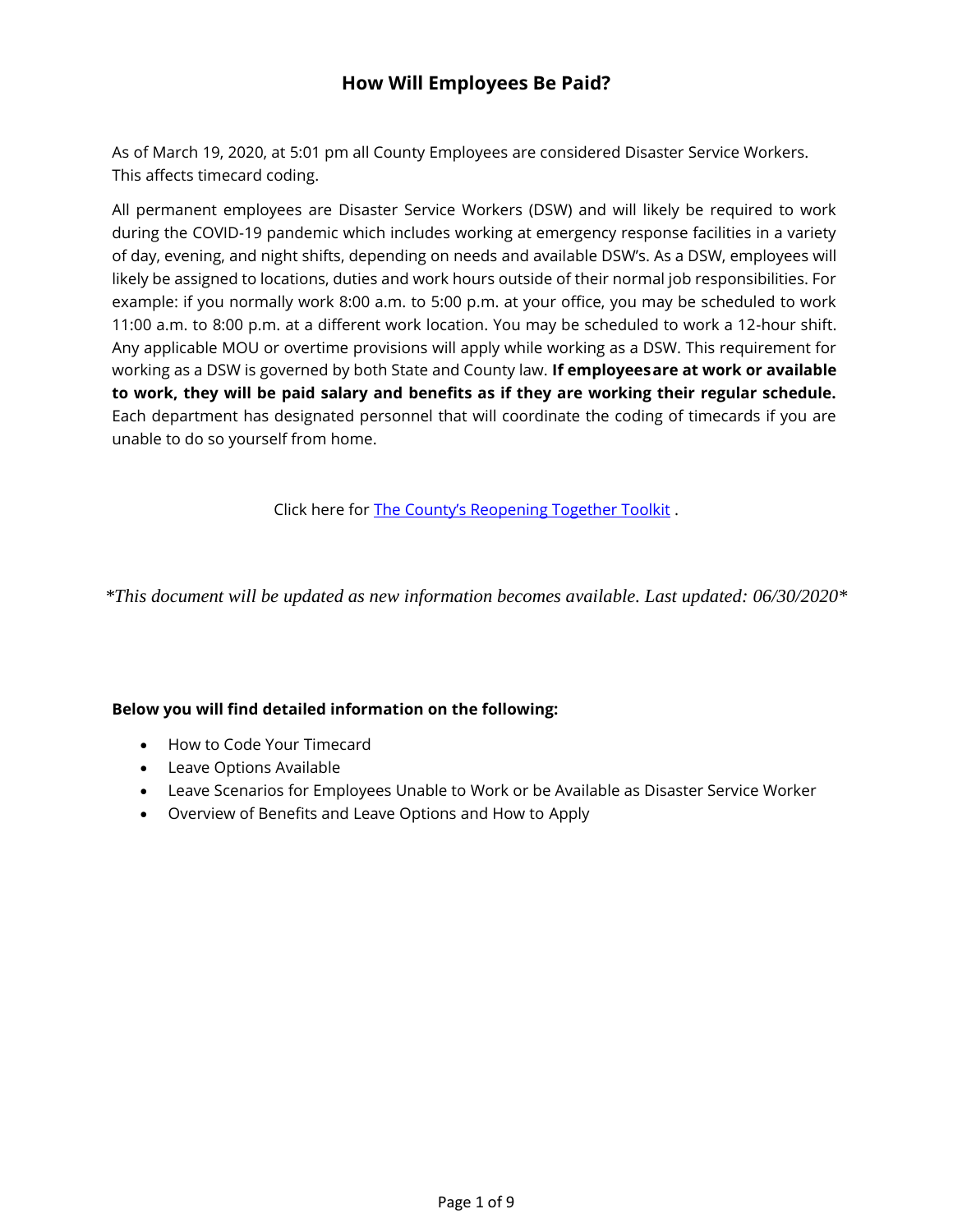# How Will Employees Be Paid?

As of March 19, 2020, at 5:01 pm all County Employees are considered Disaster Service Workers. This affects timecard coding.

All permanent employees are Disaster Service Workers (DSW) and will likely be required to work during the COVID-19 pandemic which includes working at emergency response facilities in a variety of day, evening, and night shifts, depending on needs and available DSW's. As a DSW, employees will likely be assigned to locations, duties and work hours outside of their normal job responsibilities. For example: if you normally work 8:00 a.m. to 5:00 p.m. at your office, you may be scheduled to work 11:00 a.m. to 8:00 p.m. at a different work location. You may be scheduled to work a 12-hour shift. Any applicable MOU or overtime provisions will apply while working as a DSW. This requirement for working as a DSW is governed by both State and County law. **If employees are at work or available to work, they will be paid salary and benefits as if they are working their regular schedule.** Each department has designated personnel that will coordinate the coding of timecards if you are unable to do so yourself from home.

Click here for The County's Reopening Together Toolkit .

*\*This document will be updated as new information becomes available. Last updated: 06/30/2020\**

**Below you will find detailed information on the following:**

- How to Code Your Timecard
- Leave Options Available
- Leave Scenarios for Employees Unable to Work or be Available as Disaster Service Worker
- Overview of Benefits and Leave Options and How to Apply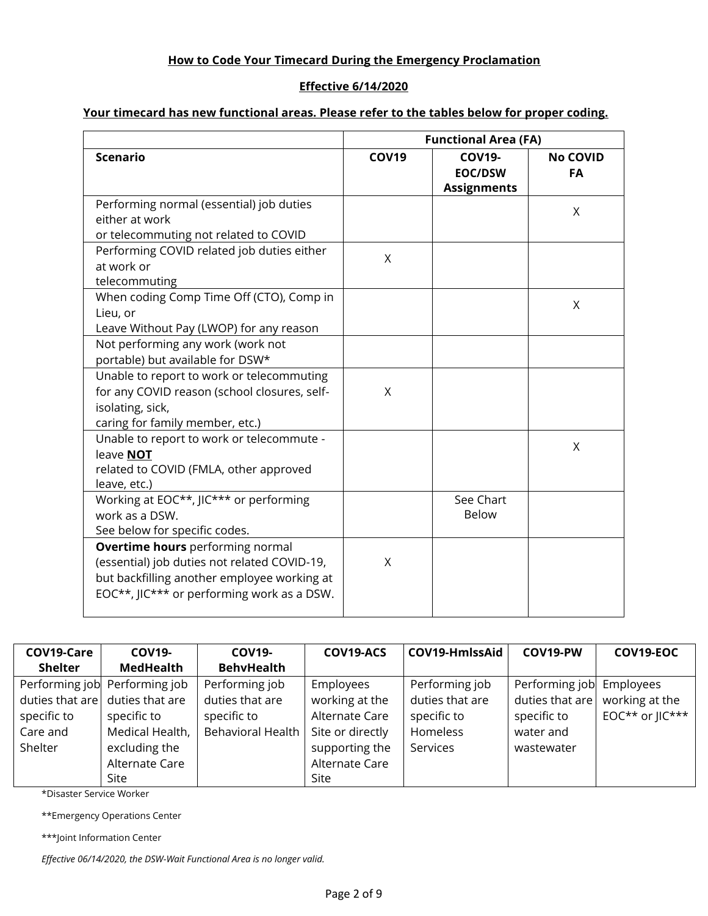**How to Code Your Timecard During the Emergency Proclamation**

**Effective 6/14/2020**

**Your timecard has new functional areas. Please refer to the tables below for proper coding.**

| | Functional Area (FA) | | |
|---|---|---|---|
| **Scenario** | **COV19** | **COV19-EOC/DSW Assignments** | **No COVID FA** |
| Performing normal (essential) job duties either at work or telecommuting not related to COVID | | | X |
| Performing COVID related job duties either at work or telecommuting | X | | |
| When coding Comp Time Off (CTO), Comp in Lieu, or Leave Without Pay (LWOP) for any reason | | | X |
| Not performing any work (work not portable) but available for DSW* | | | |
| Unable to report to work or telecommuting for any COVID reason (school closures, self-isolating, sick, caring for family member, etc.) | X | | |
| Unable to report to work or telecommute - leave **NOT** related to COVID (FMLA, other approved leave, etc.) | | | X |
| Working at EOC**, JIC*** or performing work as a DSW. See below for specific codes. | | See Chart Below | |
| **Overtime hours** performing normal (essential) job duties not related COVID-19, but backfilling another employee working at EOC**, JIC*** or performing work as a DSW. | X | | |

| COV19-Care Shelter | COV19-MedHealth | COV19-BehvHealth | COV19-ACS | COV19-HmlssAid | COV19-PW | COV19-EOC |
|---|---|---|---|---|---|---|
| Performing job duties that are specific to Care and Shelter | Performing job duties that are specific to Medical Health, excluding the Alternate Care Site | Performing job duties that are specific to Behavioral Health | Employees working at the Alternate Care Site or directly supporting the Alternate Care Site | Performing job duties that are specific to Homeless Services | Performing job duties that are specific to water and wastewater | Employees working at the EOC** or JIC*** |

*Disaster Service Worker

**Emergency Operations Center

***Joint Information Center

*Effective 06/14/2020, the DSW-Wait Functional Area is no longer valid.*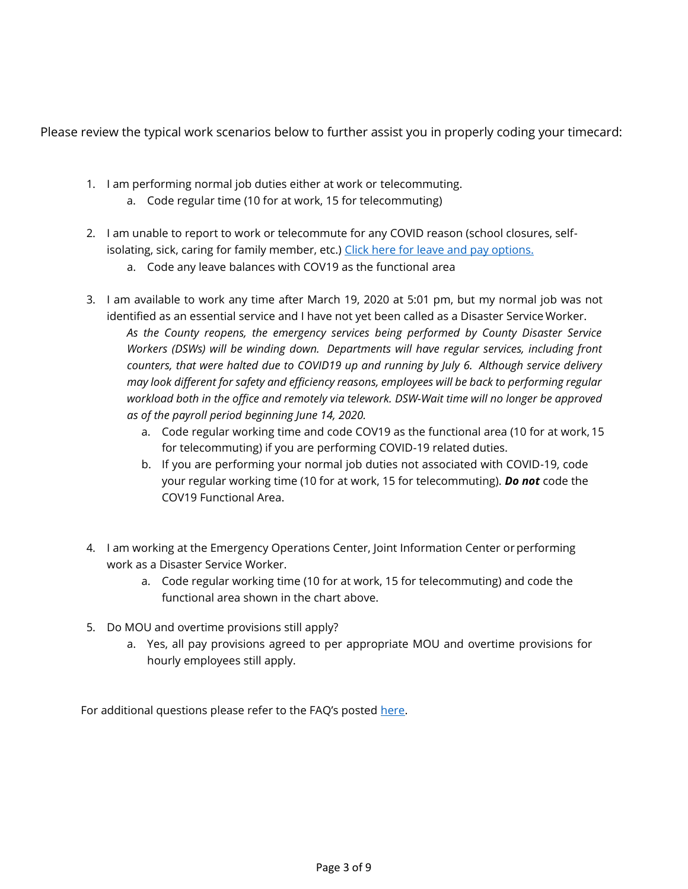Please review the typical work scenarios below to further assist you in properly coding your timecard:

1. I am performing normal job duties either at work or telecommuting.
    a. Code regular time (10 for at work, 15 for telecommuting)

2. I am unable to report to work or telecommute for any COVID reason (school closures, self-isolating, sick, caring for family member, etc.) [Click here for leave and pay options.]
    a. Code any leave balances with COV19 as the functional area

3. I am available to work any time after March 19, 2020 at 5:01 pm, but my normal job was not identified as an essential service and I have not yet been called as a Disaster Service Worker.
    *As the County reopens, the emergency services being performed by County Disaster Service Workers (DSWs) will be winding down. Departments will have regular services, including front counters, that were halted due to COVID19 up and running by July 6. Although service delivery may look different for safety and efficiency reasons, employees will be back to performing regular workload both in the office and remotely via telework. DSW-Wait time will no longer be approved as of the payroll period beginning June 14, 2020.*
    a. Code regular working time and code COV19 as the functional area (10 for at work, 15 for telecommuting) if you are performing COVID-19 related duties.
    b. If you are performing your normal job duties not associated with COVID-19, code your regular working time (10 for at work, 15 for telecommuting). ***Do not*** code the COV19 Functional Area.

4. I am working at the Emergency Operations Center, Joint Information Center or performing work as a Disaster Service Worker.
    a. Code regular working time (10 for at work, 15 for telecommuting) and code the functional area shown in the chart above.

5. Do MOU and overtime provisions still apply?
    a. Yes, all pay provisions agreed to per appropriate MOU and overtime provisions for hourly employees still apply.

For additional questions please refer to the FAQ's posted [here].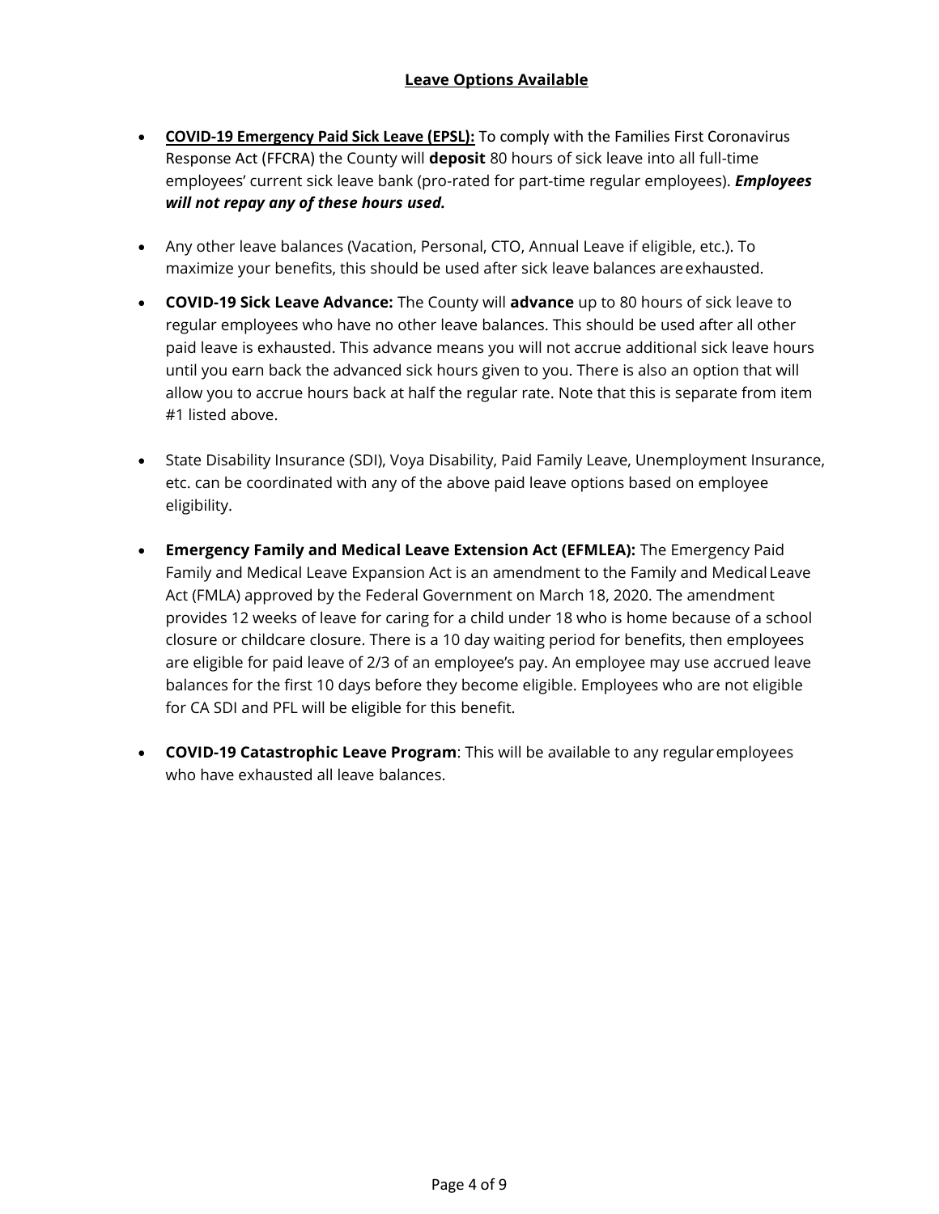## Leave Options Available

- **COVID-19 Emergency Paid Sick Leave (EPSL):** To comply with the Families First Coronavirus Response Act (FFCRA) the County will **deposit** 80 hours of sick leave into all full-time employees' current sick leave bank (pro-rated for part-time regular employees). ***Employees will not repay any of these hours used.***

- Any other leave balances (Vacation, Personal, CTO, Annual Leave if eligible, etc.). To maximize your benefits, this should be used after sick leave balances are exhausted.

- **COVID-19 Sick Leave Advance:** The County will **advance** up to 80 hours of sick leave to regular employees who have no other leave balances. This should be used after all other paid leave is exhausted. This advance means you will not accrue additional sick leave hours until you earn back the advanced sick hours given to you. There is also an option that will allow you to accrue hours back at half the regular rate. Note that this is separate from item #1 listed above.

- State Disability Insurance (SDI), Voya Disability, Paid Family Leave, Unemployment Insurance, etc. can be coordinated with any of the above paid leave options based on employee eligibility.

- **Emergency Family and Medical Leave Extension Act (EFMLEA):** The Emergency Paid Family and Medical Leave Expansion Act is an amendment to the Family and Medical Leave Act (FMLA) approved by the Federal Government on March 18, 2020. The amendment provides 12 weeks of leave for caring for a child under 18 who is home because of a school closure or childcare closure. There is a 10 day waiting period for benefits, then employees are eligible for paid leave of 2/3 of an employee's pay. An employee may use accrued leave balances for the first 10 days before they become eligible. Employees who are not eligible for CA SDI and PFL will be eligible for this benefit.

- **COVID-19 Catastrophic Leave Program**: This will be available to any regular employees who have exhausted all leave balances.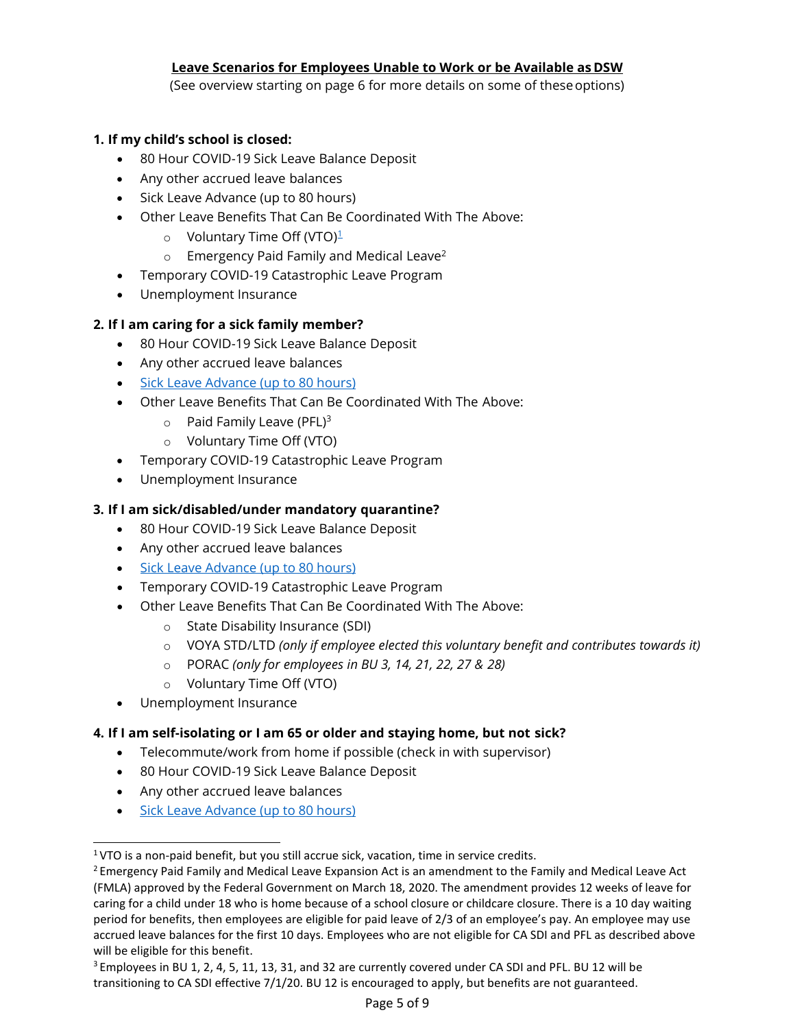**Leave Scenarios for Employees Unable to Work or be Available as DSW**

(See overview starting on page 6 for more details on some of these options)

**1. If my child's school is closed:**

- 80 Hour COVID-19 Sick Leave Balance Deposit
- Any other accrued leave balances
- Sick Leave Advance (up to 80 hours)
- Other Leave Benefits That Can Be Coordinated With The Above:
  - Voluntary Time Off (VTO)[1]
  - Emergency Paid Family and Medical Leave[2]
- Temporary COVID-19 Catastrophic Leave Program
- Unemployment Insurance

**2. If I am caring for a sick family member?**

- 80 Hour COVID-19 Sick Leave Balance Deposit
- Any other accrued leave balances
- Sick Leave Advance (up to 80 hours)
- Other Leave Benefits That Can Be Coordinated With The Above:
  - Paid Family Leave (PFL)[3]
  - Voluntary Time Off (VTO)
- Temporary COVID-19 Catastrophic Leave Program
- Unemployment Insurance

**3. If I am sick/disabled/under mandatory quarantine?**

- 80 Hour COVID-19 Sick Leave Balance Deposit
- Any other accrued leave balances
- Sick Leave Advance (up to 80 hours)
- Temporary COVID-19 Catastrophic Leave Program
- Other Leave Benefits That Can Be Coordinated With The Above:
  - State Disability Insurance (SDI)
  - VOYA STD/LTD *(only if employee elected this voluntary benefit and contributes towards it)*
  - PORAC *(only for employees in BU 3, 14, 21, 22, 27 & 28)*
  - Voluntary Time Off (VTO)
- Unemployment Insurance

**4. If I am self-isolating or I am 65 or older and staying home, but not sick?**

- Telecommute/work from home if possible (check in with supervisor)
- 80 Hour COVID-19 Sick Leave Balance Deposit
- Any other accrued leave balances
- Sick Leave Advance (up to 80 hours)

---

[1] VTO is a non-paid benefit, but you still accrue sick, vacation, time in service credits.

[2] Emergency Paid Family and Medical Leave Expansion Act is an amendment to the Family and Medical Leave Act (FMLA) approved by the Federal Government on March 18, 2020. The amendment provides 12 weeks of leave for caring for a child under 18 who is home because of a school closure or childcare closure. There is a 10 day waiting period for benefits, then employees are eligible for paid leave of 2/3 of an employee's pay. An employee may use accrued leave balances for the first 10 days. Employees who are not eligible for CA SDI and PFL as described above will be eligible for this benefit.

[3] Employees in BU 1, 2, 4, 5, 11, 13, 31, and 32 are currently covered under CA SDI and PFL. BU 12 will be transitioning to CA SDI effective 7/1/20. BU 12 is encouraged to apply, but benefits are not guaranteed.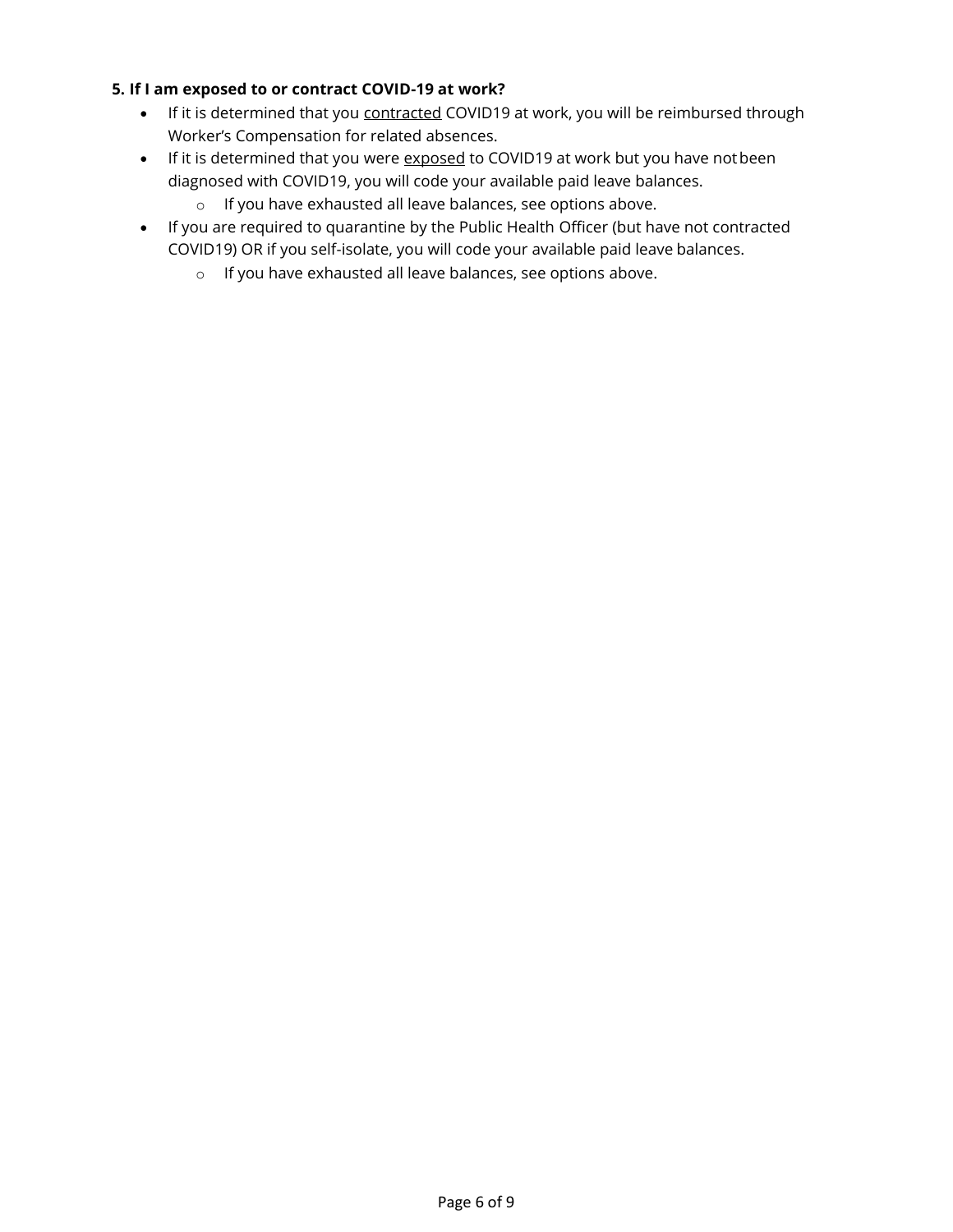**5. If I am exposed to or contract COVID-19 at work?**

- If it is determined that you <u>contracted</u> COVID19 at work, you will be reimbursed through Worker's Compensation for related absences.
- If it is determined that you were <u>exposed</u> to COVID19 at work but you have not been diagnosed with COVID19, you will code your available paid leave balances.
  - If you have exhausted all leave balances, see options above.
- If you are required to quarantine by the Public Health Officer (but have not contracted COVID19) OR if you self-isolate, you will code your available paid leave balances.
  - If you have exhausted all leave balances, see options above.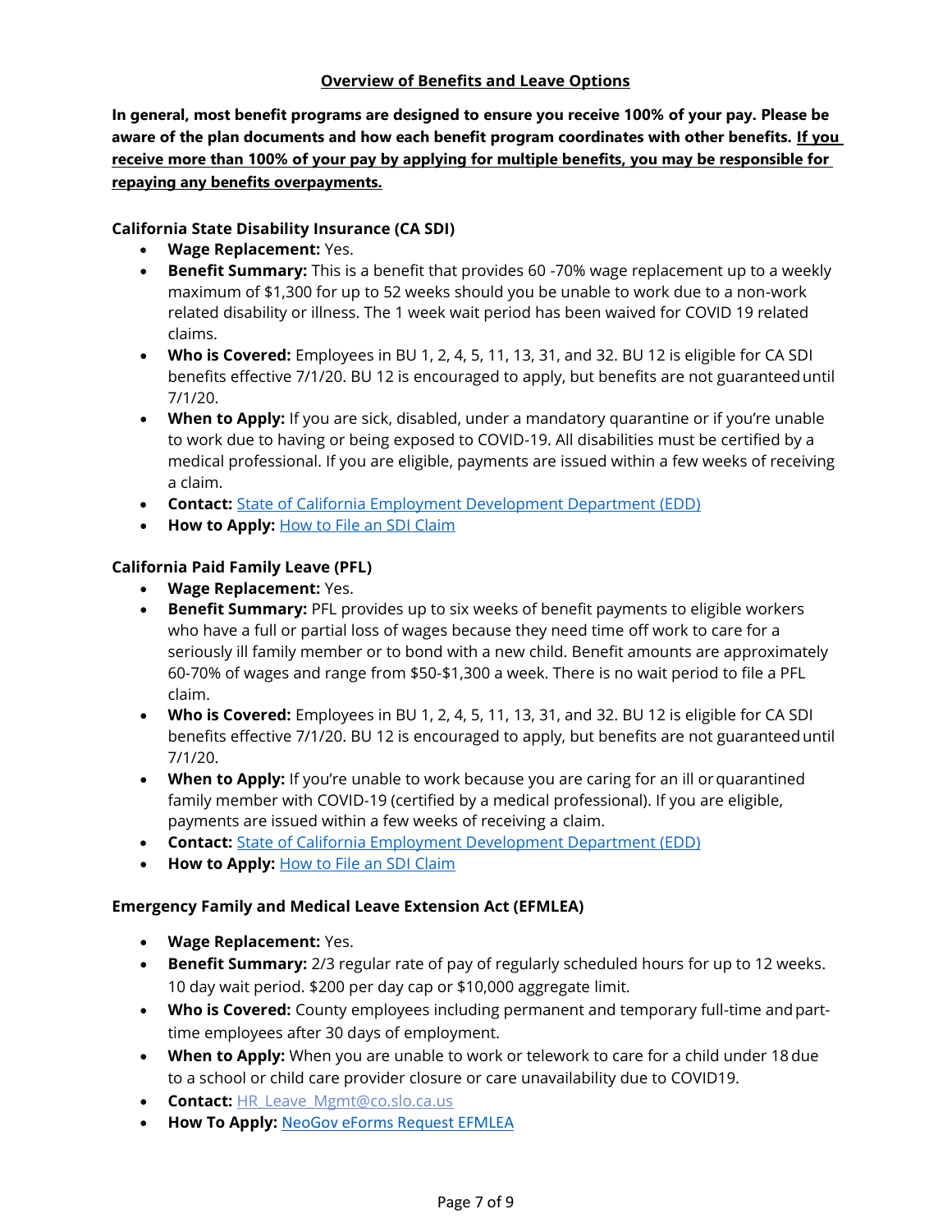## Overview of Benefits and Leave Options

**In general, most benefit programs are designed to ensure you receive 100% of your pay. Please be aware of the plan documents and how each benefit program coordinates with other benefits. <u>If you receive more than 100% of your pay by applying for multiple benefits, you may be responsible for repaying any benefits overpayments.</u>**

### California State Disability Insurance (CA SDI)

- **Wage Replacement:** Yes.
- **Benefit Summary:** This is a benefit that provides 60 -70% wage replacement up to a weekly maximum of $1,300 for up to 52 weeks should you be unable to work due to a non-work related disability or illness. The 1 week wait period has been waived for COVID 19 related claims.
- **Who is Covered:** Employees in BU 1, 2, 4, 5, 11, 13, 31, and 32. BU 12 is eligible for CA SDI benefits effective 7/1/20. BU 12 is encouraged to apply, but benefits are not guaranteed until 7/1/20.
- **When to Apply:** If you are sick, disabled, under a mandatory quarantine or if you're unable to work due to having or being exposed to COVID-19. All disabilities must be certified by a medical professional. If you are eligible, payments are issued within a few weeks of receiving a claim.
- **Contact:** [State of California Employment Development Department (EDD)]
- **How to Apply:** [How to File an SDI Claim]

### California Paid Family Leave (PFL)

- **Wage Replacement:** Yes.
- **Benefit Summary:** PFL provides up to six weeks of benefit payments to eligible workers who have a full or partial loss of wages because they need time off work to care for a seriously ill family member or to bond with a new child. Benefit amounts are approximately 60-70% of wages and range from $50-$1,300 a week. There is no wait period to file a PFL claim.
- **Who is Covered:** Employees in BU 1, 2, 4, 5, 11, 13, 31, and 32. BU 12 is eligible for CA SDI benefits effective 7/1/20. BU 12 is encouraged to apply, but benefits are not guaranteed until 7/1/20.
- **When to Apply:** If you're unable to work because you are caring for an ill or quarantined family member with COVID-19 (certified by a medical professional). If you are eligible, payments are issued within a few weeks of receiving a claim.
- **Contact:** [State of California Employment Development Department (EDD)]
- **How to Apply:** [How to File an SDI Claim]

### Emergency Family and Medical Leave Extension Act (EFMLEA)

- **Wage Replacement:** Yes.
- **Benefit Summary:** 2/3 regular rate of pay of regularly scheduled hours for up to 12 weeks. 10 day wait period. $200 per day cap or $10,000 aggregate limit.
- **Who is Covered:** County employees including permanent and temporary full-time and part-time employees after 30 days of employment.
- **When to Apply:** When you are unable to work or telework to care for a child under 18 due to a school or child care provider closure or care unavailability due to COVID19.
- **Contact:** HR_Leave_Mgmt@co.slo.ca.us
- **How To Apply:** [NeoGov eForms Request EFMLEA]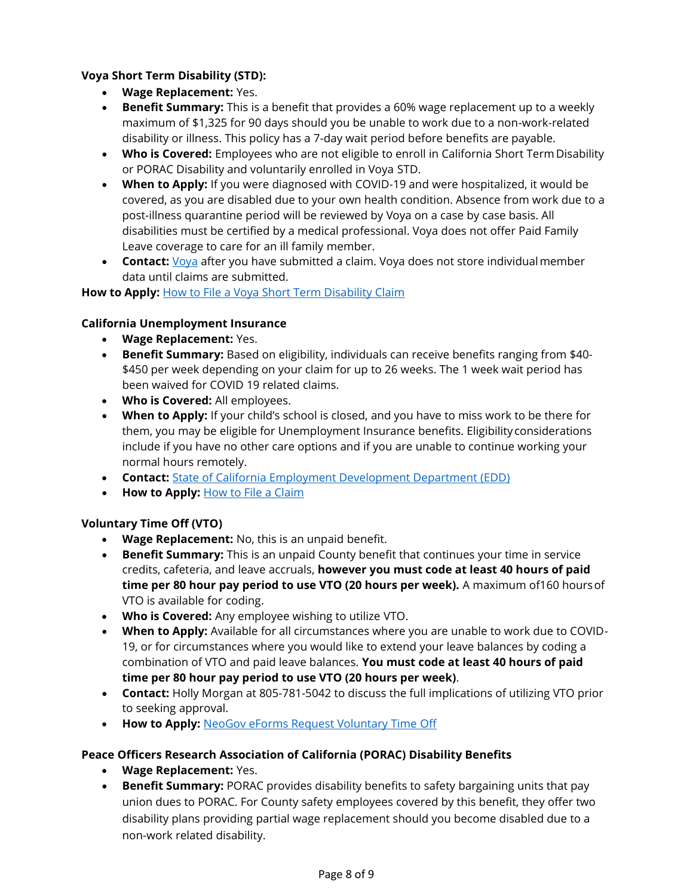**Voya Short Term Disability (STD):**

- **Wage Replacement:** Yes.
- **Benefit Summary:** This is a benefit that provides a 60% wage replacement up to a weekly maximum of $1,325 for 90 days should you be unable to work due to a non-work-related disability or illness. This policy has a 7-day wait period before benefits are payable.
- **Who is Covered:** Employees who are not eligible to enroll in California Short Term Disability or PORAC Disability and voluntarily enrolled in Voya STD.
- **When to Apply:** If you were diagnosed with COVID-19 and were hospitalized, it would be covered, as you are disabled due to your own health condition. Absence from work due to a post-illness quarantine period will be reviewed by Voya on a case by case basis. All disabilities must be certified by a medical professional. Voya does not offer Paid Family Leave coverage to care for an ill family member.
- **Contact:** Voya after you have submitted a claim. Voya does not store individual member data until claims are submitted.

**How to Apply:** How to File a Voya Short Term Disability Claim

**California Unemployment Insurance**

- **Wage Replacement:** Yes.
- **Benefit Summary:** Based on eligibility, individuals can receive benefits ranging from $40-$450 per week depending on your claim for up to 26 weeks. The 1 week wait period has been waived for COVID 19 related claims.
- **Who is Covered:** All employees.
- **When to Apply:** If your child's school is closed, and you have to miss work to be there for them, you may be eligible for Unemployment Insurance benefits. Eligibility considerations include if you have no other care options and if you are unable to continue working your normal hours remotely.
- **Contact:** State of California Employment Development Department (EDD)
- **How to Apply:** How to File a Claim

**Voluntary Time Off (VTO)**

- **Wage Replacement:** No, this is an unpaid benefit.
- **Benefit Summary:** This is an unpaid County benefit that continues your time in service credits, cafeteria, and leave accruals, **however you must code at least 40 hours of paid time per 80 hour pay period to use VTO (20 hours per week).** A maximum of160 hours of VTO is available for coding.
- **Who is Covered:** Any employee wishing to utilize VTO.
- **When to Apply:** Available for all circumstances where you are unable to work due to COVID-19, or for circumstances where you would like to extend your leave balances by coding a combination of VTO and paid leave balances. **You must code at least 40 hours of paid time per 80 hour pay period to use VTO (20 hours per week)**.
- **Contact:** Holly Morgan at 805-781-5042 to discuss the full implications of utilizing VTO prior to seeking approval.
- **How to Apply:** NeoGov eForms Request Voluntary Time Off

**Peace Officers Research Association of California (PORAC) Disability Benefits**

- **Wage Replacement:** Yes.
- **Benefit Summary:** PORAC provides disability benefits to safety bargaining units that pay union dues to PORAC. For County safety employees covered by this benefit, they offer two disability plans providing partial wage replacement should you become disabled due to a non-work related disability.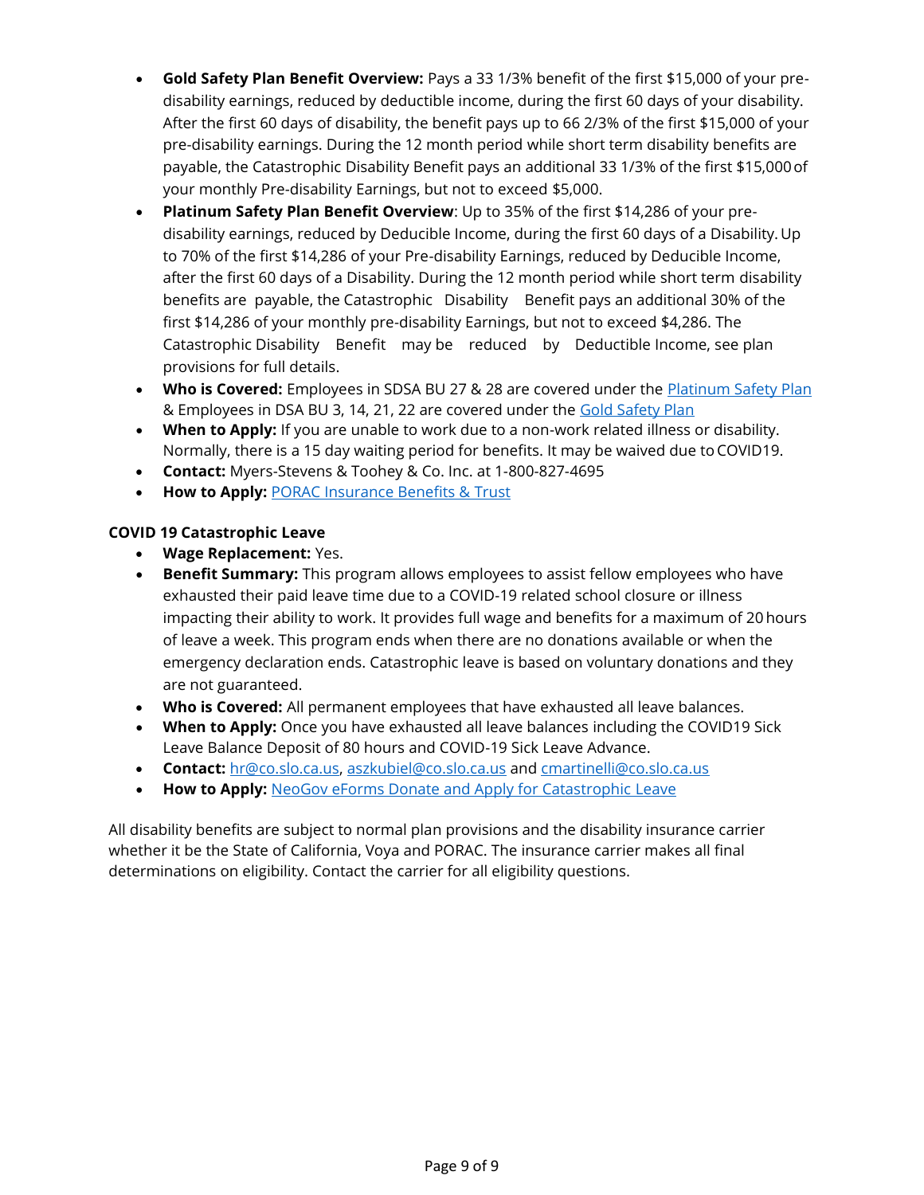- **Gold Safety Plan Benefit Overview:** Pays a 33 1/3% benefit of the first $15,000 of your pre-disability earnings, reduced by deductible income, during the first 60 days of your disability. After the first 60 days of disability, the benefit pays up to 66 2/3% of the first $15,000 of your pre-disability earnings. During the 12 month period while short term disability benefits are payable, the Catastrophic Disability Benefit pays an additional 33 1/3% of the first $15,000 of your monthly Pre-disability Earnings, but not to exceed $5,000.
- **Platinum Safety Plan Benefit Overview**: Up to 35% of the first $14,286 of your pre-disability earnings, reduced by Deducible Income, during the first 60 days of a Disability. Up to 70% of the first $14,286 of your Pre-disability Earnings, reduced by Deducible Income, after the first 60 days of a Disability. During the 12 month period while short term disability benefits are payable, the Catastrophic Disability Benefit pays an additional 30% of the first $14,286 of your monthly pre-disability Earnings, but not to exceed $4,286. The Catastrophic Disability Benefit may be reduced by Deductible Income, see plan provisions for full details.
- **Who is Covered:** Employees in SDSA BU 27 & 28 are covered under the Platinum Safety Plan & Employees in DSA BU 3, 14, 21, 22 are covered under the Gold Safety Plan
- **When to Apply:** If you are unable to work due to a non-work related illness or disability. Normally, there is a 15 day waiting period for benefits. It may be waived due to COVID19.
- **Contact:** Myers-Stevens & Toohey & Co. Inc. at 1-800-827-4695
- **How to Apply:** PORAC Insurance Benefits & Trust

**COVID 19 Catastrophic Leave**

- **Wage Replacement:** Yes.
- **Benefit Summary:** This program allows employees to assist fellow employees who have exhausted their paid leave time due to a COVID-19 related school closure or illness impacting their ability to work. It provides full wage and benefits for a maximum of 20 hours of leave a week. This program ends when there are no donations available or when the emergency declaration ends. Catastrophic leave is based on voluntary donations and they are not guaranteed.
- **Who is Covered:** All permanent employees that have exhausted all leave balances.
- **When to Apply:** Once you have exhausted all leave balances including the COVID19 Sick Leave Balance Deposit of 80 hours and COVID-19 Sick Leave Advance.
- **Contact:** hr@co.slo.ca.us, aszkubiel@co.slo.ca.us and cmartinelli@co.slo.ca.us
- **How to Apply:** NeoGov eForms Donate and Apply for Catastrophic Leave

All disability benefits are subject to normal plan provisions and the disability insurance carrier whether it be the State of California, Voya and PORAC. The insurance carrier makes all final determinations on eligibility. Contact the carrier for all eligibility questions.